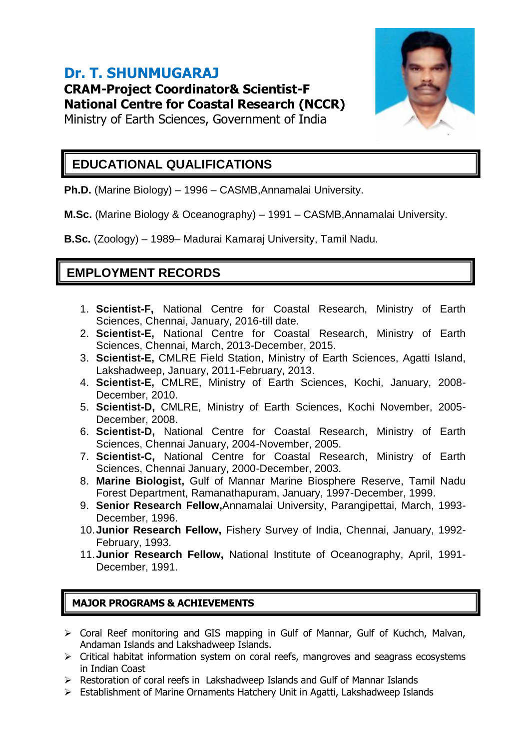# Dr. T. SHUNMUGARAJ

**CRAM-Project Coordinator& Scientist-F**
**National Centre for Coastal Research (NCCR)**
Ministry of Earth Sciences, Government of India

## EDUCATIONAL QUALIFICATIONS

**Ph.D.** (Marine Biology) – 1996 – CASMB,Annamalai University.

**M.Sc.** (Marine Biology & Oceanography) – 1991 – CASMB,Annamalai University.

**B.Sc.** (Zoology) – 1989– Madurai Kamaraj University, Tamil Nadu.

## EMPLOYMENT RECORDS

1. **Scientist-F,** National Centre for Coastal Research, Ministry of Earth Sciences, Chennai, January, 2016-till date.
2. **Scientist-E,** National Centre for Coastal Research, Ministry of Earth Sciences, Chennai, March, 2013-December, 2015.
3. **Scientist-E,** CMLRE Field Station, Ministry of Earth Sciences, Agatti Island, Lakshadweep, January, 2011-February, 2013.
4. **Scientist-E,** CMLRE, Ministry of Earth Sciences, Kochi, January, 2008-December, 2010.
5. **Scientist-D,** CMLRE, Ministry of Earth Sciences, Kochi November, 2005-December, 2008.
6. **Scientist-D,** National Centre for Coastal Research, Ministry of Earth Sciences, Chennai January, 2004-November, 2005.
7. **Scientist-C,** National Centre for Coastal Research, Ministry of Earth Sciences, Chennai January, 2000-December, 2003.
8. **Marine Biologist,** Gulf of Mannar Marine Biosphere Reserve, Tamil Nadu Forest Department, Ramanathapuram, January, 1997-December, 1999.
9. **Senior Research Fellow,**Annamalai University, Parangipettai, March, 1993-December, 1996.
10. **Junior Research Fellow,** Fishery Survey of India, Chennai, January, 1992-February, 1993.
11. **Junior Research Fellow,** National Institute of Oceanography, April, 1991-December, 1991.

## MAJOR PROGRAMS & ACHIEVEMENTS

- Coral Reef monitoring and GIS mapping in Gulf of Mannar, Gulf of Kuchch, Malvan, Andaman Islands and Lakshadweep Islands.
- Critical habitat information system on coral reefs, mangroves and seagrass ecosystems in Indian Coast
- Restoration of coral reefs in Lakshadweep Islands and Gulf of Mannar Islands
- Establishment of Marine Ornaments Hatchery Unit in Agatti, Lakshadweep Islands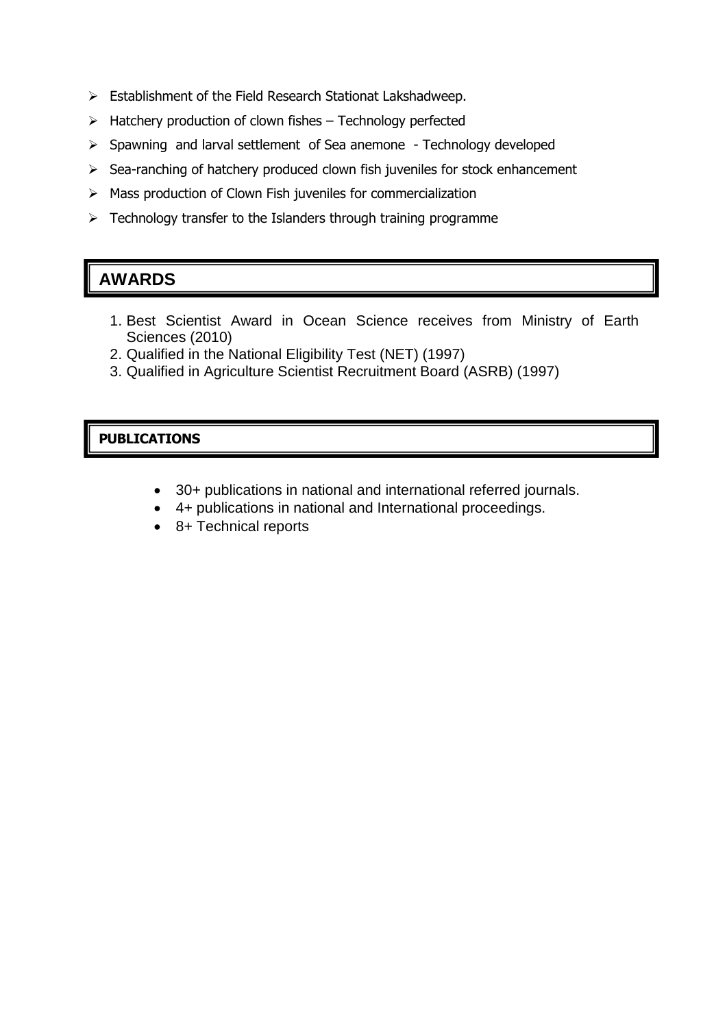- Establishment of the Field Research Stationat Lakshadweep.
- Hatchery production of clown fishes – Technology perfected
- Spawning  and larval settlement  of Sea anemone  - Technology developed
- Sea-ranching of hatchery produced clown fish juveniles for stock enhancement
- Mass production of Clown Fish juveniles for commercialization
- Technology transfer to the Islanders through training programme

## AWARDS

1. Best Scientist Award in Ocean Science receives from Ministry of Earth Sciences (2010)
2. Qualified in the National Eligibility Test (NET) (1997)
3. Qualified in Agriculture Scientist Recruitment Board (ASRB) (1997)

## PUBLICATIONS

- 30+ publications in national and international referred journals.
- 4+ publications in national and International proceedings.
- 8+ Technical reports